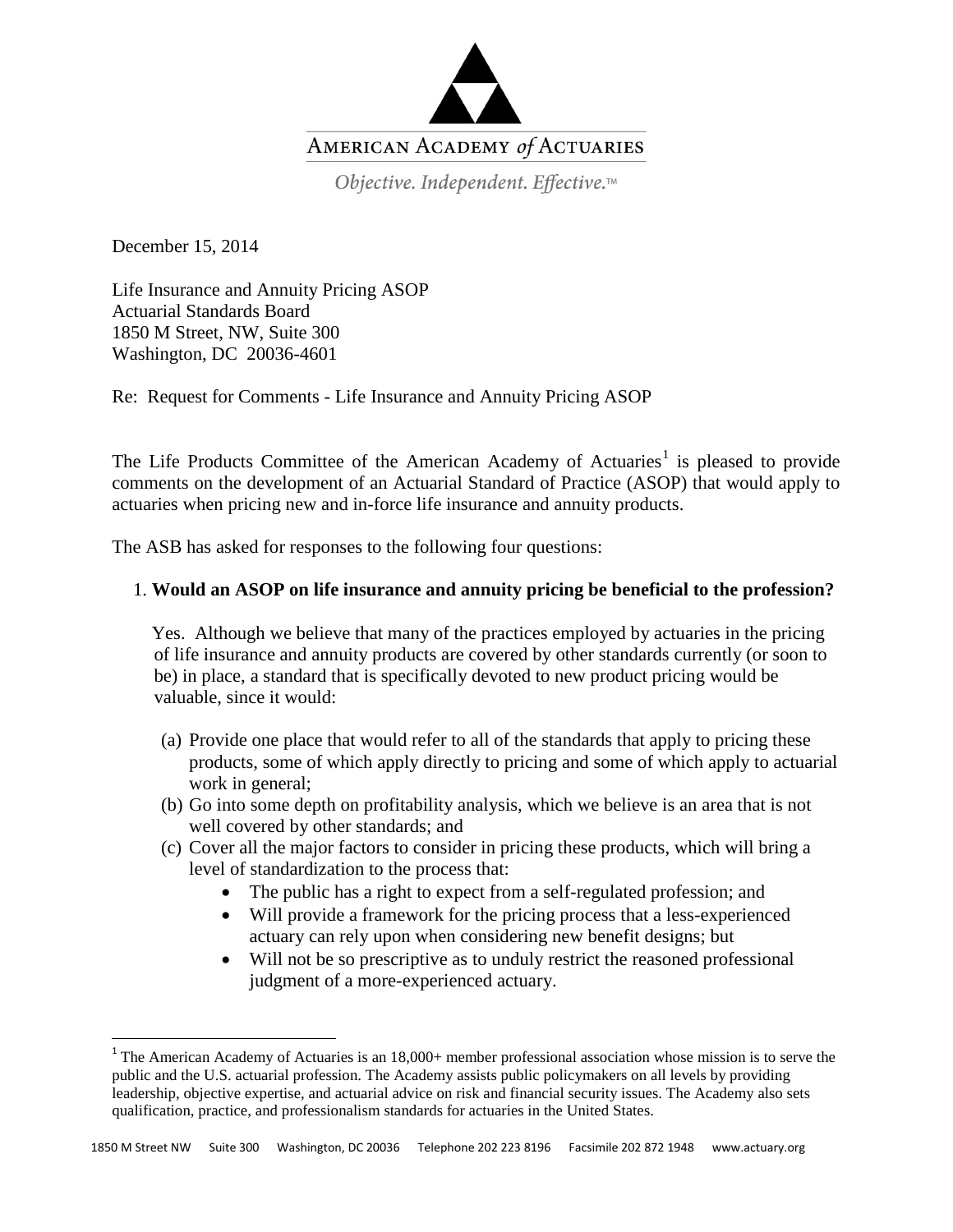AMERICAN ACADEMY *of* ACTUARIES

*Objective. Independent. Effective.*™

December 15, 2014

Life Insurance and Annuity Pricing ASOP
Actuarial Standards Board
1850 M Street, NW, Suite 300
Washington, DC 20036-4601

Re: Request for Comments - Life Insurance and Annuity Pricing ASOP

The Life Products Committee of the American Academy of Actuaries[1] is pleased to provide comments on the development of an Actuarial Standard of Practice (ASOP) that would apply to actuaries when pricing new and in-force life insurance and annuity products.

The ASB has asked for responses to the following four questions:

1. **Would an ASOP on life insurance and annuity pricing be beneficial to the profession?**

   Yes. Although we believe that many of the practices employed by actuaries in the pricing of life insurance and annuity products are covered by other standards currently (or soon to be) in place, a standard that is specifically devoted to new product pricing would be valuable, since it would:

   (a) Provide one place that would refer to all of the standards that apply to pricing these products, some of which apply directly to pricing and some of which apply to actuarial work in general;
   (b) Go into some depth on profitability analysis, which we believe is an area that is not well covered by other standards; and
   (c) Cover all the major factors to consider in pricing these products, which will bring a level of standardization to the process that:
      - The public has a right to expect from a self-regulated profession; and
      - Will provide a framework for the pricing process that a less-experienced actuary can rely upon when considering new benefit designs; but
      - Will not be so prescriptive as to unduly restrict the reasoned professional judgment of a more-experienced actuary.

[1] The American Academy of Actuaries is an 18,000+ member professional association whose mission is to serve the public and the U.S. actuarial profession. The Academy assists public policymakers on all levels by providing leadership, objective expertise, and actuarial advice on risk and financial security issues. The Academy also sets qualification, practice, and professionalism standards for actuaries in the United States.

1850 M Street NW Suite 300 Washington, DC 20036 Telephone 202 223 8196 Facsimile 202 872 1948 www.actuary.org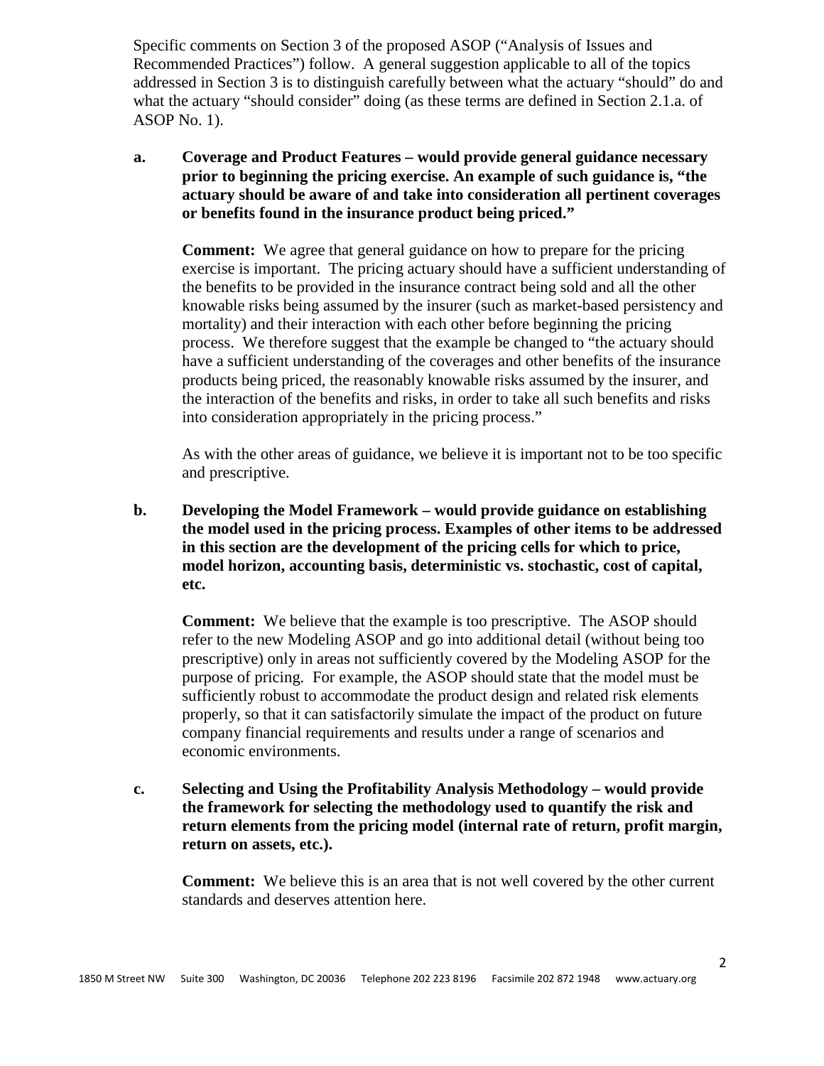Specific comments on Section 3 of the proposed ASOP ("Analysis of Issues and Recommended Practices") follow. A general suggestion applicable to all of the topics addressed in Section 3 is to distinguish carefully between what the actuary "should" do and what the actuary "should consider" doing (as these terms are defined in Section 2.1.a. of ASOP No. 1).

**a. Coverage and Product Features – would provide general guidance necessary prior to beginning the pricing exercise. An example of such guidance is, "the actuary should be aware of and take into consideration all pertinent coverages or benefits found in the insurance product being priced."**

**Comment:** We agree that general guidance on how to prepare for the pricing exercise is important. The pricing actuary should have a sufficient understanding of the benefits to be provided in the insurance contract being sold and all the other knowable risks being assumed by the insurer (such as market-based persistency and mortality) and their interaction with each other before beginning the pricing process. We therefore suggest that the example be changed to "the actuary should have a sufficient understanding of the coverages and other benefits of the insurance products being priced, the reasonably knowable risks assumed by the insurer, and the interaction of the benefits and risks, in order to take all such benefits and risks into consideration appropriately in the pricing process."

As with the other areas of guidance, we believe it is important not to be too specific and prescriptive.

**b. Developing the Model Framework – would provide guidance on establishing the model used in the pricing process. Examples of other items to be addressed in this section are the development of the pricing cells for which to price, model horizon, accounting basis, deterministic vs. stochastic, cost of capital, etc.**

**Comment:** We believe that the example is too prescriptive. The ASOP should refer to the new Modeling ASOP and go into additional detail (without being too prescriptive) only in areas not sufficiently covered by the Modeling ASOP for the purpose of pricing. For example, the ASOP should state that the model must be sufficiently robust to accommodate the product design and related risk elements properly, so that it can satisfactorily simulate the impact of the product on future company financial requirements and results under a range of scenarios and economic environments.

**c. Selecting and Using the Profitability Analysis Methodology – would provide the framework for selecting the methodology used to quantify the risk and return elements from the pricing model (internal rate of return, profit margin, return on assets, etc.).**

**Comment:** We believe this is an area that is not well covered by the other current standards and deserves attention here.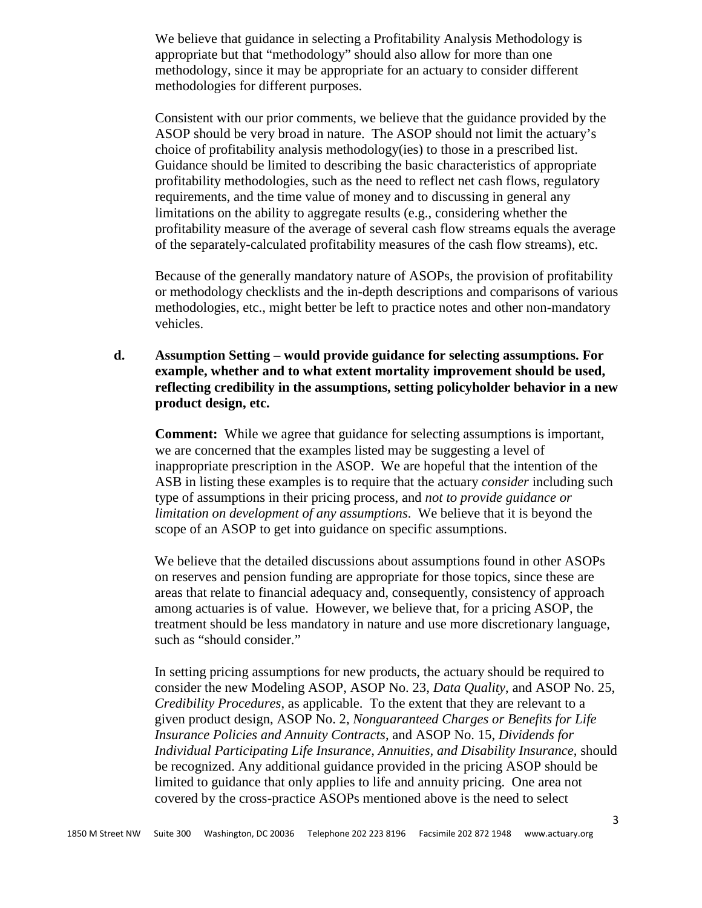We believe that guidance in selecting a Profitability Analysis Methodology is appropriate but that "methodology" should also allow for more than one methodology, since it may be appropriate for an actuary to consider different methodologies for different purposes.

Consistent with our prior comments, we believe that the guidance provided by the ASOP should be very broad in nature. The ASOP should not limit the actuary's choice of profitability analysis methodology(ies) to those in a prescribed list. Guidance should be limited to describing the basic characteristics of appropriate profitability methodologies, such as the need to reflect net cash flows, regulatory requirements, and the time value of money and to discussing in general any limitations on the ability to aggregate results (e.g., considering whether the profitability measure of the average of several cash flow streams equals the average of the separately-calculated profitability measures of the cash flow streams), etc.

Because of the generally mandatory nature of ASOPs, the provision of profitability or methodology checklists and the in-depth descriptions and comparisons of various methodologies, etc., might better be left to practice notes and other non-mandatory vehicles.

**d. Assumption Setting – would provide guidance for selecting assumptions. For example, whether and to what extent mortality improvement should be used, reflecting credibility in the assumptions, setting policyholder behavior in a new product design, etc.**

**Comment:** While we agree that guidance for selecting assumptions is important, we are concerned that the examples listed may be suggesting a level of inappropriate prescription in the ASOP. We are hopeful that the intention of the ASB in listing these examples is to require that the actuary *consider* including such type of assumptions in their pricing process, and *not to provide guidance or limitation on development of any assumptions*. We believe that it is beyond the scope of an ASOP to get into guidance on specific assumptions.

We believe that the detailed discussions about assumptions found in other ASOPs on reserves and pension funding are appropriate for those topics, since these are areas that relate to financial adequacy and, consequently, consistency of approach among actuaries is of value. However, we believe that, for a pricing ASOP, the treatment should be less mandatory in nature and use more discretionary language, such as "should consider."

In setting pricing assumptions for new products, the actuary should be required to consider the new Modeling ASOP, ASOP No. 23, *Data Quality*, and ASOP No. 25, *Credibility Procedures*, as applicable. To the extent that they are relevant to a given product design, ASOP No. 2, *Nonguaranteed Charges or Benefits for Life Insurance Policies and Annuity Contracts*, and ASOP No. 15, *Dividends for Individual Participating Life Insurance, Annuities, and Disability Insurance*, should be recognized. Any additional guidance provided in the pricing ASOP should be limited to guidance that only applies to life and annuity pricing. One area not covered by the cross-practice ASOPs mentioned above is the need to select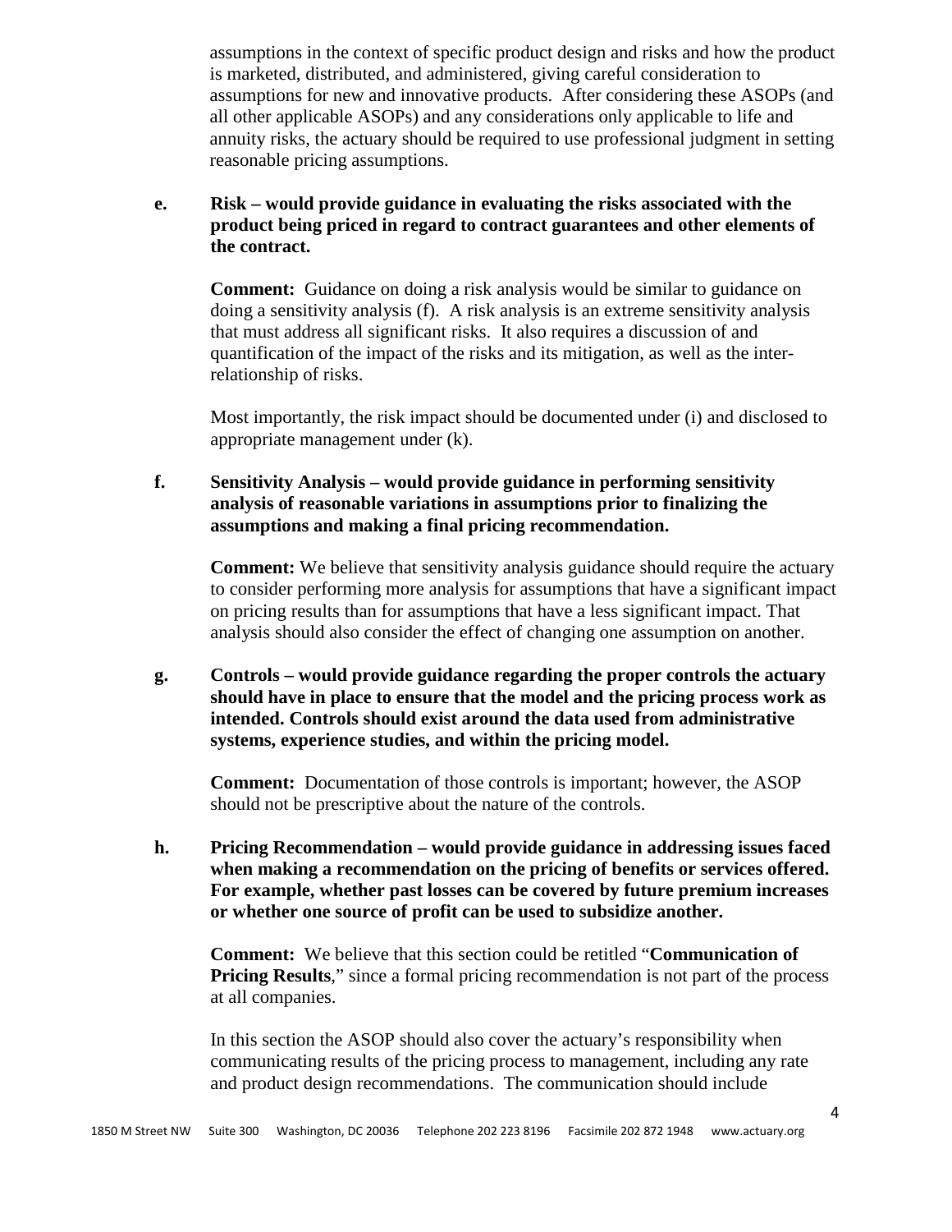assumptions in the context of specific product design and risks and how the product is marketed, distributed, and administered, giving careful consideration to assumptions for new and innovative products. After considering these ASOPs (and all other applicable ASOPs) and any considerations only applicable to life and annuity risks, the actuary should be required to use professional judgment in setting reasonable pricing assumptions.

**e. Risk – would provide guidance in evaluating the risks associated with the product being priced in regard to contract guarantees and other elements of the contract.**

**Comment:** Guidance on doing a risk analysis would be similar to guidance on doing a sensitivity analysis (f). A risk analysis is an extreme sensitivity analysis that must address all significant risks. It also requires a discussion of and quantification of the impact of the risks and its mitigation, as well as the inter-relationship of risks.

Most importantly, the risk impact should be documented under (i) and disclosed to appropriate management under (k).

**f. Sensitivity Analysis – would provide guidance in performing sensitivity analysis of reasonable variations in assumptions prior to finalizing the assumptions and making a final pricing recommendation.**

**Comment:** We believe that sensitivity analysis guidance should require the actuary to consider performing more analysis for assumptions that have a significant impact on pricing results than for assumptions that have a less significant impact. That analysis should also consider the effect of changing one assumption on another.

**g. Controls – would provide guidance regarding the proper controls the actuary should have in place to ensure that the model and the pricing process work as intended. Controls should exist around the data used from administrative systems, experience studies, and within the pricing model.**

**Comment:** Documentation of those controls is important; however, the ASOP should not be prescriptive about the nature of the controls.

**h. Pricing Recommendation – would provide guidance in addressing issues faced when making a recommendation on the pricing of benefits or services offered. For example, whether past losses can be covered by future premium increases or whether one source of profit can be used to subsidize another.**

**Comment:** We believe that this section could be retitled "**Communication of Pricing Results**," since a formal pricing recommendation is not part of the process at all companies.

In this section the ASOP should also cover the actuary's responsibility when communicating results of the pricing process to management, including any rate and product design recommendations. The communication should include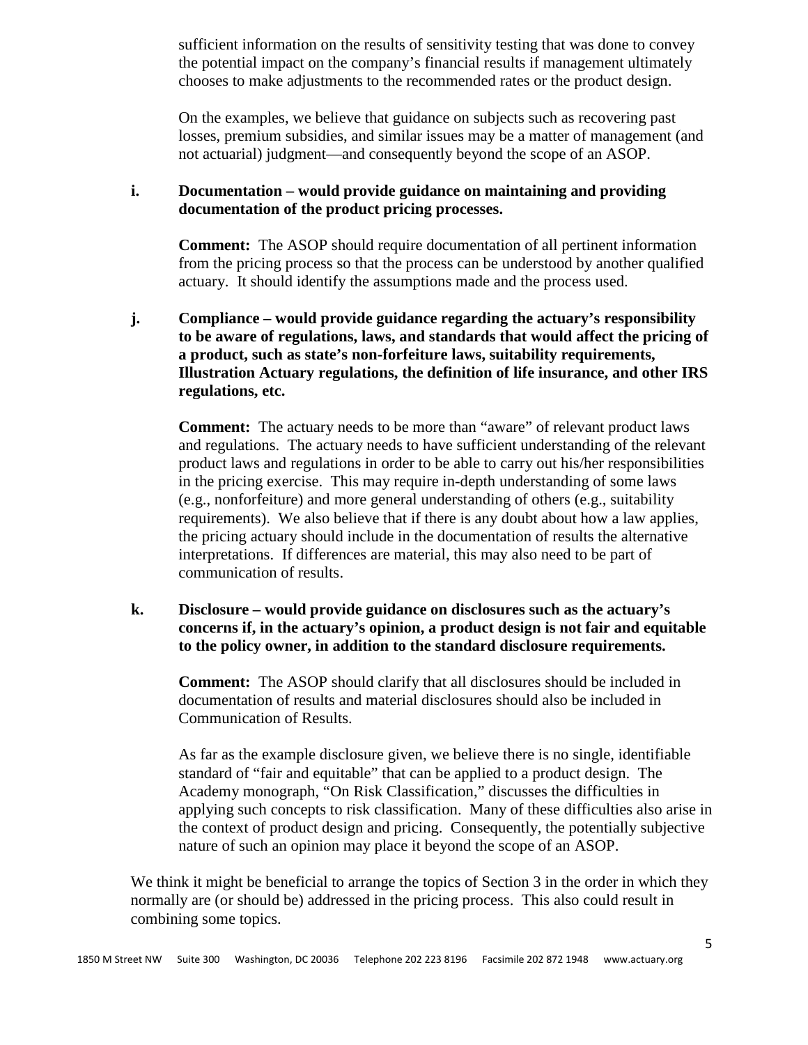sufficient information on the results of sensitivity testing that was done to convey the potential impact on the company's financial results if management ultimately chooses to make adjustments to the recommended rates or the product design.

On the examples, we believe that guidance on subjects such as recovering past losses, premium subsidies, and similar issues may be a matter of management (and not actuarial) judgment—and consequently beyond the scope of an ASOP.

**i. Documentation – would provide guidance on maintaining and providing documentation of the product pricing processes.**

**Comment:** The ASOP should require documentation of all pertinent information from the pricing process so that the process can be understood by another qualified actuary. It should identify the assumptions made and the process used.

**j. Compliance – would provide guidance regarding the actuary's responsibility to be aware of regulations, laws, and standards that would affect the pricing of a product, such as state's non-forfeiture laws, suitability requirements, Illustration Actuary regulations, the definition of life insurance, and other IRS regulations, etc.**

**Comment:** The actuary needs to be more than "aware" of relevant product laws and regulations. The actuary needs to have sufficient understanding of the relevant product laws and regulations in order to be able to carry out his/her responsibilities in the pricing exercise. This may require in-depth understanding of some laws (e.g., nonforfeiture) and more general understanding of others (e.g., suitability requirements). We also believe that if there is any doubt about how a law applies, the pricing actuary should include in the documentation of results the alternative interpretations. If differences are material, this may also need to be part of communication of results.

**k. Disclosure – would provide guidance on disclosures such as the actuary's concerns if, in the actuary's opinion, a product design is not fair and equitable to the policy owner, in addition to the standard disclosure requirements.**

**Comment:** The ASOP should clarify that all disclosures should be included in documentation of results and material disclosures should also be included in Communication of Results.

As far as the example disclosure given, we believe there is no single, identifiable standard of "fair and equitable" that can be applied to a product design. The Academy monograph, "On Risk Classification," discusses the difficulties in applying such concepts to risk classification. Many of these difficulties also arise in the context of product design and pricing. Consequently, the potentially subjective nature of such an opinion may place it beyond the scope of an ASOP.

We think it might be beneficial to arrange the topics of Section 3 in the order in which they normally are (or should be) addressed in the pricing process. This also could result in combining some topics.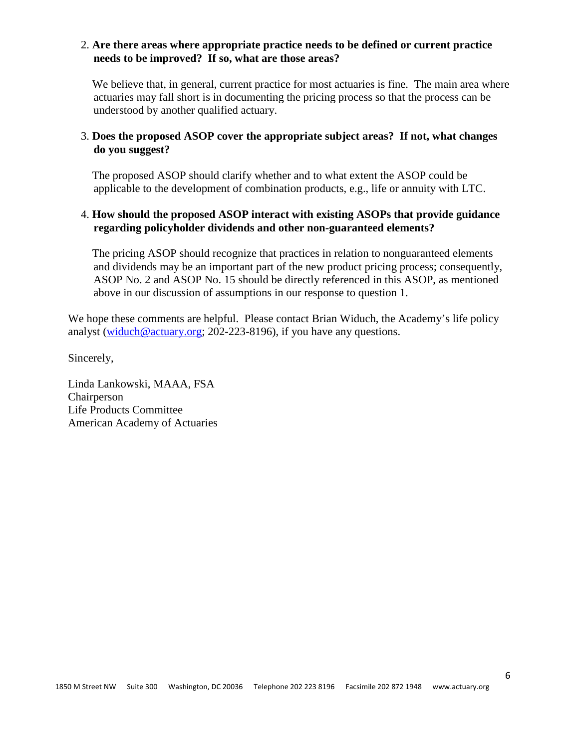2. **Are there areas where appropriate practice needs to be defined or current practice needs to be improved? If so, what are those areas?**

   We believe that, in general, current practice for most actuaries is fine. The main area where actuaries may fall short is in documenting the pricing process so that the process can be understood by another qualified actuary.

3. **Does the proposed ASOP cover the appropriate subject areas? If not, what changes do you suggest?**

   The proposed ASOP should clarify whether and to what extent the ASOP could be applicable to the development of combination products, e.g., life or annuity with LTC.

4. **How should the proposed ASOP interact with existing ASOPs that provide guidance regarding policyholder dividends and other non-guaranteed elements?**

   The pricing ASOP should recognize that practices in relation to nonguaranteed elements and dividends may be an important part of the new product pricing process; consequently, ASOP No. 2 and ASOP No. 15 should be directly referenced in this ASOP, as mentioned above in our discussion of assumptions in our response to question 1.

We hope these comments are helpful. Please contact Brian Widuch, the Academy's life policy analyst (widuch@actuary.org; 202-223-8196), if you have any questions.

Sincerely,

Linda Lankowski, MAAA, FSA
Chairperson
Life Products Committee
American Academy of Actuaries